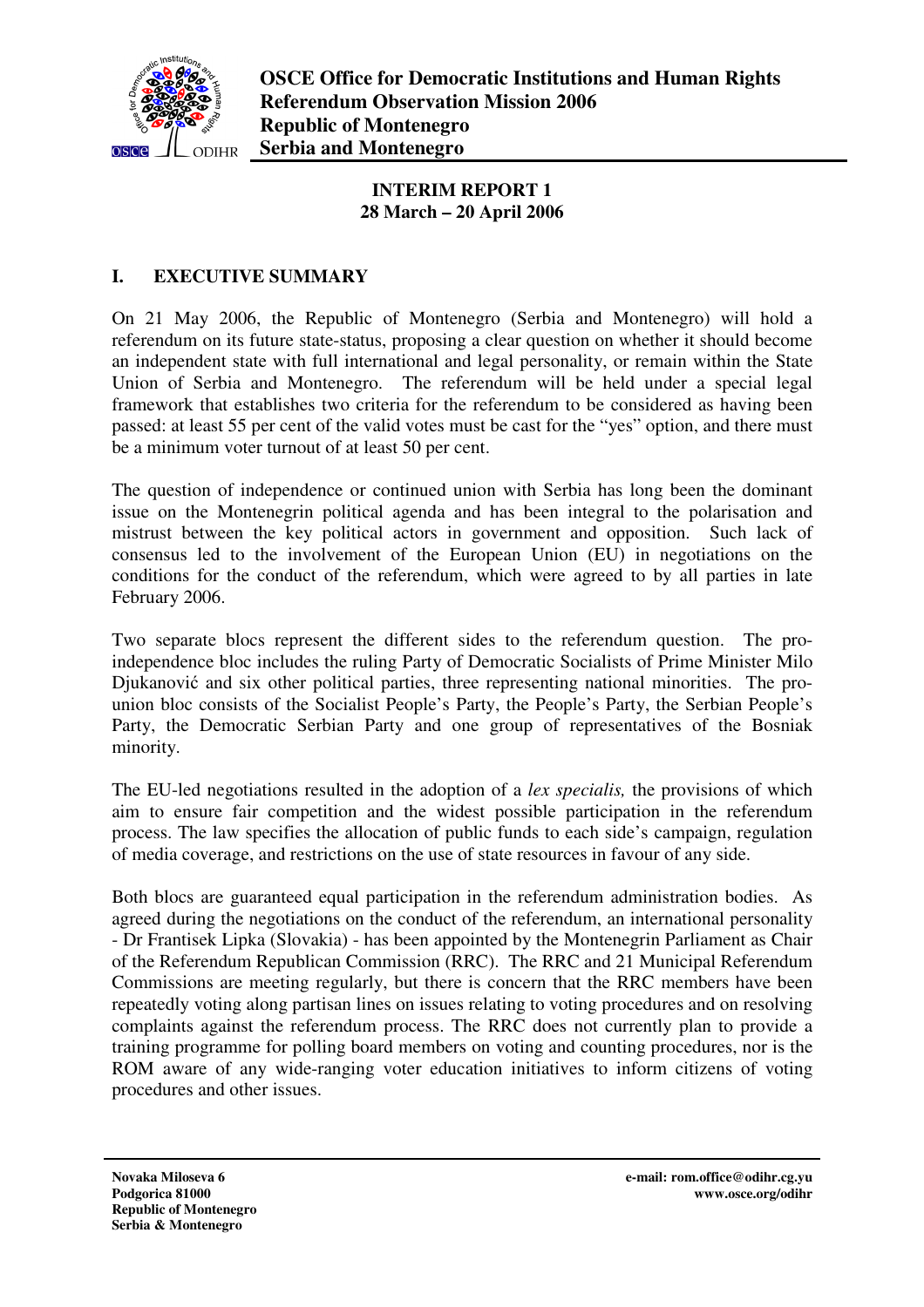**OSCE Office for Democratic Institutions and Human Rights**
**Referendum Observation Mission 2006**
**Republic of Montenegro**
**Serbia and Montenegro**

# INTERIM REPORT 1
## 28 March – 20 April 2006

## I. EXECUTIVE SUMMARY

On 21 May 2006, the Republic of Montenegro (Serbia and Montenegro) will hold a referendum on its future state-status, proposing a clear question on whether it should become an independent state with full international and legal personality, or remain within the State Union of Serbia and Montenegro. The referendum will be held under a special legal framework that establishes two criteria for the referendum to be considered as having been passed: at least 55 per cent of the valid votes must be cast for the "yes" option, and there must be a minimum voter turnout of at least 50 per cent.

The question of independence or continued union with Serbia has long been the dominant issue on the Montenegrin political agenda and has been integral to the polarisation and mistrust between the key political actors in government and opposition. Such lack of consensus led to the involvement of the European Union (EU) in negotiations on the conditions for the conduct of the referendum, which were agreed to by all parties in late February 2006.

Two separate blocs represent the different sides to the referendum question. The pro-independence bloc includes the ruling Party of Democratic Socialists of Prime Minister Milo Djukanović and six other political parties, three representing national minorities. The pro-union bloc consists of the Socialist People's Party, the People's Party, the Serbian People's Party, the Democratic Serbian Party and one group of representatives of the Bosniak minority.

The EU-led negotiations resulted in the adoption of a *lex specialis,* the provisions of which aim to ensure fair competition and the widest possible participation in the referendum process. The law specifies the allocation of public funds to each side's campaign, regulation of media coverage, and restrictions on the use of state resources in favour of any side.

Both blocs are guaranteed equal participation in the referendum administration bodies. As agreed during the negotiations on the conduct of the referendum, an international personality - Dr Frantisek Lipka (Slovakia) - has been appointed by the Montenegrin Parliament as Chair of the Referendum Republican Commission (RRC). The RRC and 21 Municipal Referendum Commissions are meeting regularly, but there is concern that the RRC members have been repeatedly voting along partisan lines on issues relating to voting procedures and on resolving complaints against the referendum process. The RRC does not currently plan to provide a training programme for polling board members on voting and counting procedures, nor is the ROM aware of any wide-ranging voter education initiatives to inform citizens of voting procedures and other issues.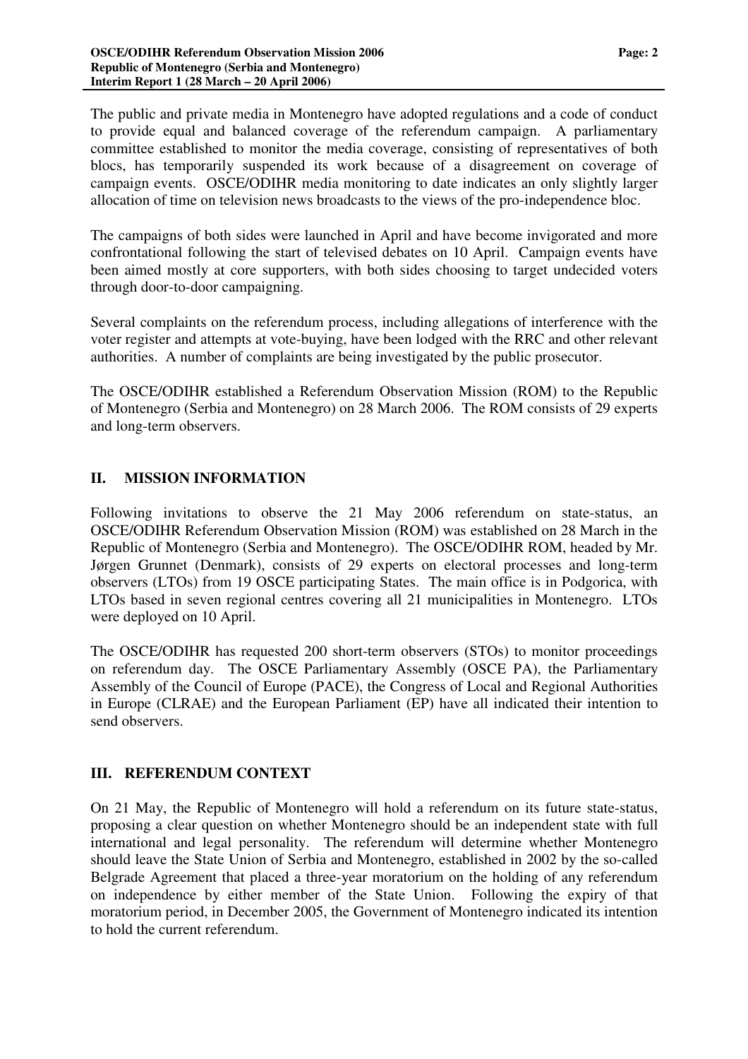The public and private media in Montenegro have adopted regulations and a code of conduct to provide equal and balanced coverage of the referendum campaign. A parliamentary committee established to monitor the media coverage, consisting of representatives of both blocs, has temporarily suspended its work because of a disagreement on coverage of campaign events. OSCE/ODIHR media monitoring to date indicates an only slightly larger allocation of time on television news broadcasts to the views of the pro-independence bloc.

The campaigns of both sides were launched in April and have become invigorated and more confrontational following the start of televised debates on 10 April. Campaign events have been aimed mostly at core supporters, with both sides choosing to target undecided voters through door-to-door campaigning.

Several complaints on the referendum process, including allegations of interference with the voter register and attempts at vote-buying, have been lodged with the RRC and other relevant authorities. A number of complaints are being investigated by the public prosecutor.

The OSCE/ODIHR established a Referendum Observation Mission (ROM) to the Republic of Montenegro (Serbia and Montenegro) on 28 March 2006. The ROM consists of 29 experts and long-term observers.

## II. MISSION INFORMATION

Following invitations to observe the 21 May 2006 referendum on state-status, an OSCE/ODIHR Referendum Observation Mission (ROM) was established on 28 March in the Republic of Montenegro (Serbia and Montenegro). The OSCE/ODIHR ROM, headed by Mr. Jørgen Grunnet (Denmark), consists of 29 experts on electoral processes and long-term observers (LTOs) from 19 OSCE participating States. The main office is in Podgorica, with LTOs based in seven regional centres covering all 21 municipalities in Montenegro. LTOs were deployed on 10 April.

The OSCE/ODIHR has requested 200 short-term observers (STOs) to monitor proceedings on referendum day. The OSCE Parliamentary Assembly (OSCE PA), the Parliamentary Assembly of the Council of Europe (PACE), the Congress of Local and Regional Authorities in Europe (CLRAE) and the European Parliament (EP) have all indicated their intention to send observers.

## III. REFERENDUM CONTEXT

On 21 May, the Republic of Montenegro will hold a referendum on its future state-status, proposing a clear question on whether Montenegro should be an independent state with full international and legal personality. The referendum will determine whether Montenegro should leave the State Union of Serbia and Montenegro, established in 2002 by the so-called Belgrade Agreement that placed a three-year moratorium on the holding of any referendum on independence by either member of the State Union. Following the expiry of that moratorium period, in December 2005, the Government of Montenegro indicated its intention to hold the current referendum.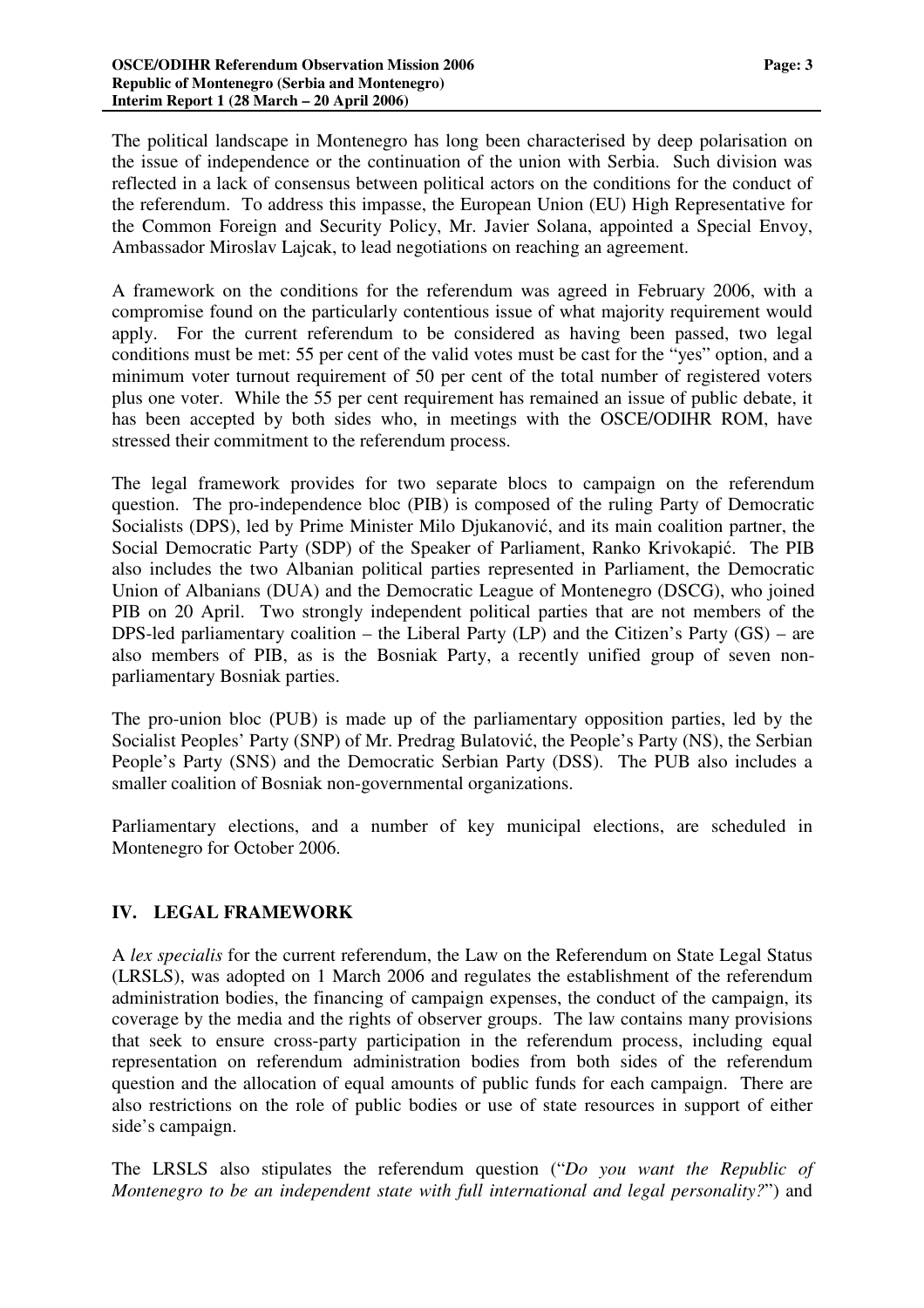The political landscape in Montenegro has long been characterised by deep polarisation on the issue of independence or the continuation of the union with Serbia. Such division was reflected in a lack of consensus between political actors on the conditions for the conduct of the referendum. To address this impasse, the European Union (EU) High Representative for the Common Foreign and Security Policy, Mr. Javier Solana, appointed a Special Envoy, Ambassador Miroslav Lajcak, to lead negotiations on reaching an agreement.

A framework on the conditions for the referendum was agreed in February 2006, with a compromise found on the particularly contentious issue of what majority requirement would apply. For the current referendum to be considered as having been passed, two legal conditions must be met: 55 per cent of the valid votes must be cast for the "yes" option, and a minimum voter turnout requirement of 50 per cent of the total number of registered voters plus one voter. While the 55 per cent requirement has remained an issue of public debate, it has been accepted by both sides who, in meetings with the OSCE/ODIHR ROM, have stressed their commitment to the referendum process.

The legal framework provides for two separate blocs to campaign on the referendum question. The pro-independence bloc (PIB) is composed of the ruling Party of Democratic Socialists (DPS), led by Prime Minister Milo Djukanović, and its main coalition partner, the Social Democratic Party (SDP) of the Speaker of Parliament, Ranko Krivokapić. The PIB also includes the two Albanian political parties represented in Parliament, the Democratic Union of Albanians (DUA) and the Democratic League of Montenegro (DSCG), who joined PIB on 20 April. Two strongly independent political parties that are not members of the DPS-led parliamentary coalition – the Liberal Party (LP) and the Citizen's Party (GS) – are also members of PIB, as is the Bosniak Party, a recently unified group of seven non-parliamentary Bosniak parties.

The pro-union bloc (PUB) is made up of the parliamentary opposition parties, led by the Socialist Peoples' Party (SNP) of Mr. Predrag Bulatović, the People's Party (NS), the Serbian People's Party (SNS) and the Democratic Serbian Party (DSS). The PUB also includes a smaller coalition of Bosniak non-governmental organizations.

Parliamentary elections, and a number of key municipal elections, are scheduled in Montenegro for October 2006.

## IV. LEGAL FRAMEWORK

A *lex specialis* for the current referendum, the Law on the Referendum on State Legal Status (LRSLS), was adopted on 1 March 2006 and regulates the establishment of the referendum administration bodies, the financing of campaign expenses, the conduct of the campaign, its coverage by the media and the rights of observer groups. The law contains many provisions that seek to ensure cross-party participation in the referendum process, including equal representation on referendum administration bodies from both sides of the referendum question and the allocation of equal amounts of public funds for each campaign. There are also restrictions on the role of public bodies or use of state resources in support of either side's campaign.

The LRSLS also stipulates the referendum question ("*Do you want the Republic of Montenegro to be an independent state with full international and legal personality?*") and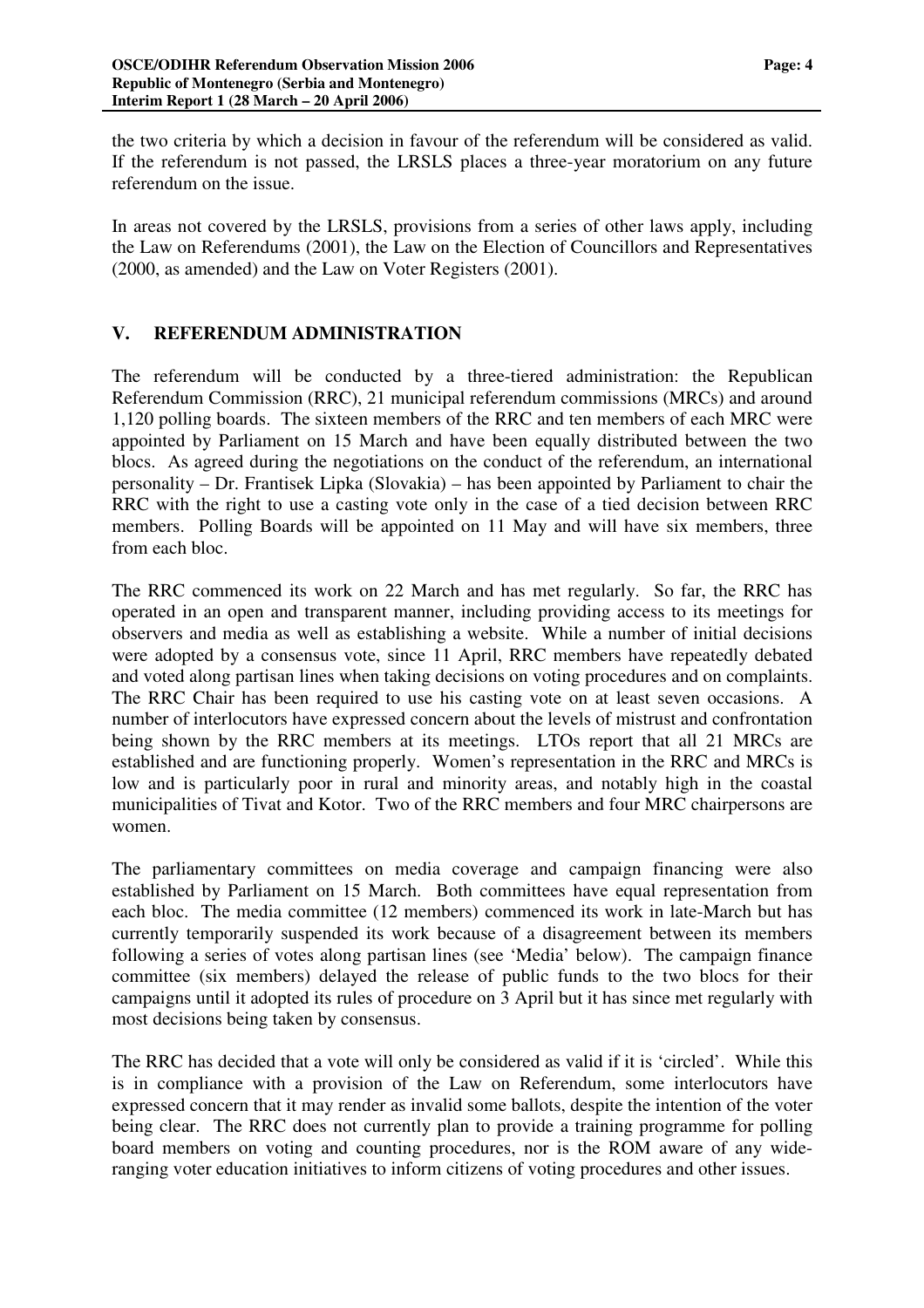the two criteria by which a decision in favour of the referendum will be considered as valid. If the referendum is not passed, the LRSLS places a three-year moratorium on any future referendum on the issue.

In areas not covered by the LRSLS, provisions from a series of other laws apply, including the Law on Referendums (2001), the Law on the Election of Councillors and Representatives (2000, as amended) and the Law on Voter Registers (2001).

## V. REFERENDUM ADMINISTRATION

The referendum will be conducted by a three-tiered administration: the Republican Referendum Commission (RRC), 21 municipal referendum commissions (MRCs) and around 1,120 polling boards. The sixteen members of the RRC and ten members of each MRC were appointed by Parliament on 15 March and have been equally distributed between the two blocs. As agreed during the negotiations on the conduct of the referendum, an international personality – Dr. Frantisek Lipka (Slovakia) – has been appointed by Parliament to chair the RRC with the right to use a casting vote only in the case of a tied decision between RRC members. Polling Boards will be appointed on 11 May and will have six members, three from each bloc.

The RRC commenced its work on 22 March and has met regularly. So far, the RRC has operated in an open and transparent manner, including providing access to its meetings for observers and media as well as establishing a website. While a number of initial decisions were adopted by a consensus vote, since 11 April, RRC members have repeatedly debated and voted along partisan lines when taking decisions on voting procedures and on complaints. The RRC Chair has been required to use his casting vote on at least seven occasions. A number of interlocutors have expressed concern about the levels of mistrust and confrontation being shown by the RRC members at its meetings. LTOs report that all 21 MRCs are established and are functioning properly. Women's representation in the RRC and MRCs is low and is particularly poor in rural and minority areas, and notably high in the coastal municipalities of Tivat and Kotor. Two of the RRC members and four MRC chairpersons are women.

The parliamentary committees on media coverage and campaign financing were also established by Parliament on 15 March. Both committees have equal representation from each bloc. The media committee (12 members) commenced its work in late-March but has currently temporarily suspended its work because of a disagreement between its members following a series of votes along partisan lines (see 'Media' below). The campaign finance committee (six members) delayed the release of public funds to the two blocs for their campaigns until it adopted its rules of procedure on 3 April but it has since met regularly with most decisions being taken by consensus.

The RRC has decided that a vote will only be considered as valid if it is 'circled'. While this is in compliance with a provision of the Law on Referendum, some interlocutors have expressed concern that it may render as invalid some ballots, despite the intention of the voter being clear. The RRC does not currently plan to provide a training programme for polling board members on voting and counting procedures, nor is the ROM aware of any wide-ranging voter education initiatives to inform citizens of voting procedures and other issues.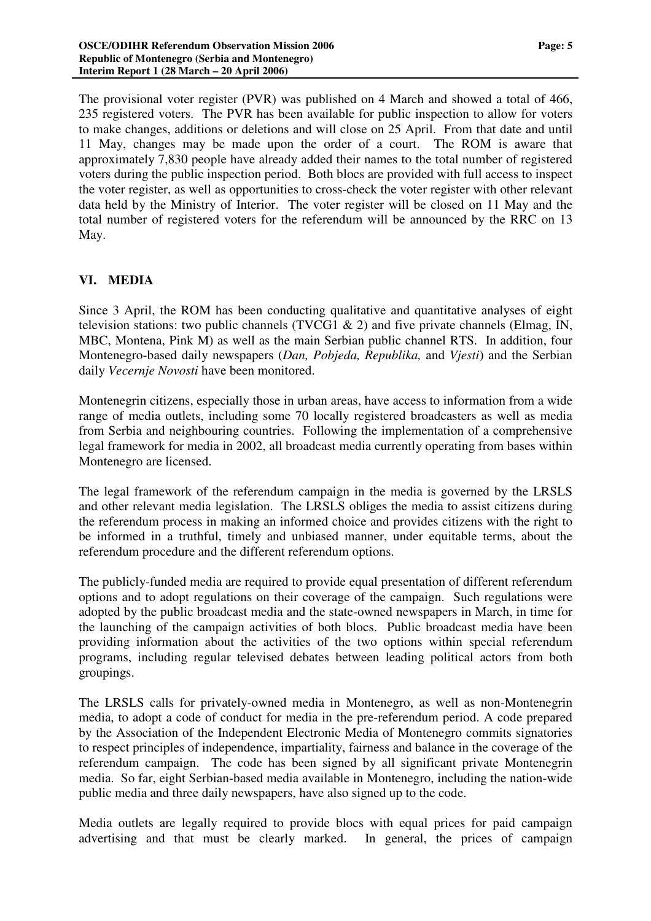The provisional voter register (PVR) was published on 4 March and showed a total of 466, 235 registered voters. The PVR has been available for public inspection to allow for voters to make changes, additions or deletions and will close on 25 April. From that date and until 11 May, changes may be made upon the order of a court. The ROM is aware that approximately 7,830 people have already added their names to the total number of registered voters during the public inspection period. Both blocs are provided with full access to inspect the voter register, as well as opportunities to cross-check the voter register with other relevant data held by the Ministry of Interior. The voter register will be closed on 11 May and the total number of registered voters for the referendum will be announced by the RRC on 13 May.

## VI. MEDIA

Since 3 April, the ROM has been conducting qualitative and quantitative analyses of eight television stations: two public channels (TVCG1 & 2) and five private channels (Elmag, IN, MBC, Montena, Pink M) as well as the main Serbian public channel RTS. In addition, four Montenegro-based daily newspapers (*Dan, Pobjeda, Republika,* and *Vjesti*) and the Serbian daily *Vecernje Novosti* have been monitored.

Montenegrin citizens, especially those in urban areas, have access to information from a wide range of media outlets, including some 70 locally registered broadcasters as well as media from Serbia and neighbouring countries. Following the implementation of a comprehensive legal framework for media in 2002, all broadcast media currently operating from bases within Montenegro are licensed.

The legal framework of the referendum campaign in the media is governed by the LRSLS and other relevant media legislation. The LRSLS obliges the media to assist citizens during the referendum process in making an informed choice and provides citizens with the right to be informed in a truthful, timely and unbiased manner, under equitable terms, about the referendum procedure and the different referendum options.

The publicly-funded media are required to provide equal presentation of different referendum options and to adopt regulations on their coverage of the campaign. Such regulations were adopted by the public broadcast media and the state-owned newspapers in March, in time for the launching of the campaign activities of both blocs. Public broadcast media have been providing information about the activities of the two options within special referendum programs, including regular televised debates between leading political actors from both groupings.

The LRSLS calls for privately-owned media in Montenegro, as well as non-Montenegrin media, to adopt a code of conduct for media in the pre-referendum period. A code prepared by the Association of the Independent Electronic Media of Montenegro commits signatories to respect principles of independence, impartiality, fairness and balance in the coverage of the referendum campaign. The code has been signed by all significant private Montenegrin media. So far, eight Serbian-based media available in Montenegro, including the nation-wide public media and three daily newspapers, have also signed up to the code.

Media outlets are legally required to provide blocs with equal prices for paid campaign advertising and that must be clearly marked. In general, the prices of campaign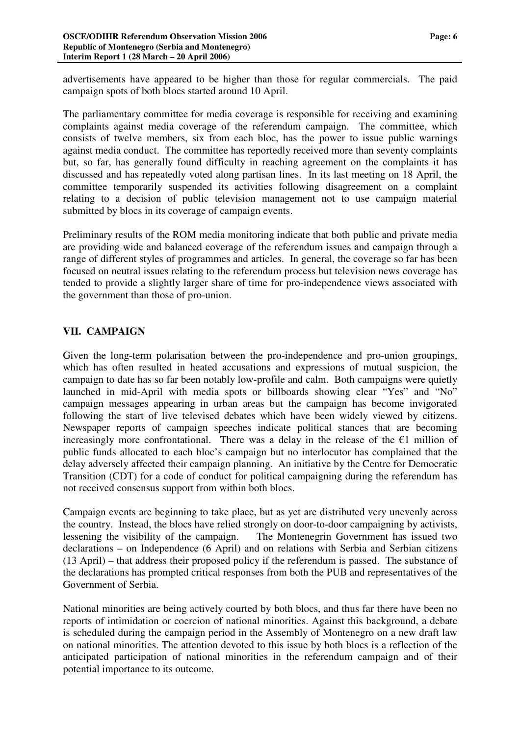advertisements have appeared to be higher than those for regular commercials. The paid campaign spots of both blocs started around 10 April.

The parliamentary committee for media coverage is responsible for receiving and examining complaints against media coverage of the referendum campaign. The committee, which consists of twelve members, six from each bloc, has the power to issue public warnings against media conduct. The committee has reportedly received more than seventy complaints but, so far, has generally found difficulty in reaching agreement on the complaints it has discussed and has repeatedly voted along partisan lines. In its last meeting on 18 April, the committee temporarily suspended its activities following disagreement on a complaint relating to a decision of public television management not to use campaign material submitted by blocs in its coverage of campaign events.

Preliminary results of the ROM media monitoring indicate that both public and private media are providing wide and balanced coverage of the referendum issues and campaign through a range of different styles of programmes and articles. In general, the coverage so far has been focused on neutral issues relating to the referendum process but television news coverage has tended to provide a slightly larger share of time for pro-independence views associated with the government than those of pro-union.

## VII. CAMPAIGN

Given the long-term polarisation between the pro-independence and pro-union groupings, which has often resulted in heated accusations and expressions of mutual suspicion, the campaign to date has so far been notably low-profile and calm. Both campaigns were quietly launched in mid-April with media spots or billboards showing clear "Yes" and "No" campaign messages appearing in urban areas but the campaign has become invigorated following the start of live televised debates which have been widely viewed by citizens. Newspaper reports of campaign speeches indicate political stances that are becoming increasingly more confrontational. There was a delay in the release of the €1 million of public funds allocated to each bloc's campaign but no interlocutor has complained that the delay adversely affected their campaign planning. An initiative by the Centre for Democratic Transition (CDT) for a code of conduct for political campaigning during the referendum has not received consensus support from within both blocs.

Campaign events are beginning to take place, but as yet are distributed very unevenly across the country. Instead, the blocs have relied strongly on door-to-door campaigning by activists, lessening the visibility of the campaign. The Montenegrin Government has issued two declarations – on Independence (6 April) and on relations with Serbia and Serbian citizens (13 April) – that address their proposed policy if the referendum is passed. The substance of the declarations has prompted critical responses from both the PUB and representatives of the Government of Serbia.

National minorities are being actively courted by both blocs, and thus far there have been no reports of intimidation or coercion of national minorities. Against this background, a debate is scheduled during the campaign period in the Assembly of Montenegro on a new draft law on national minorities. The attention devoted to this issue by both blocs is a reflection of the anticipated participation of national minorities in the referendum campaign and of their potential importance to its outcome.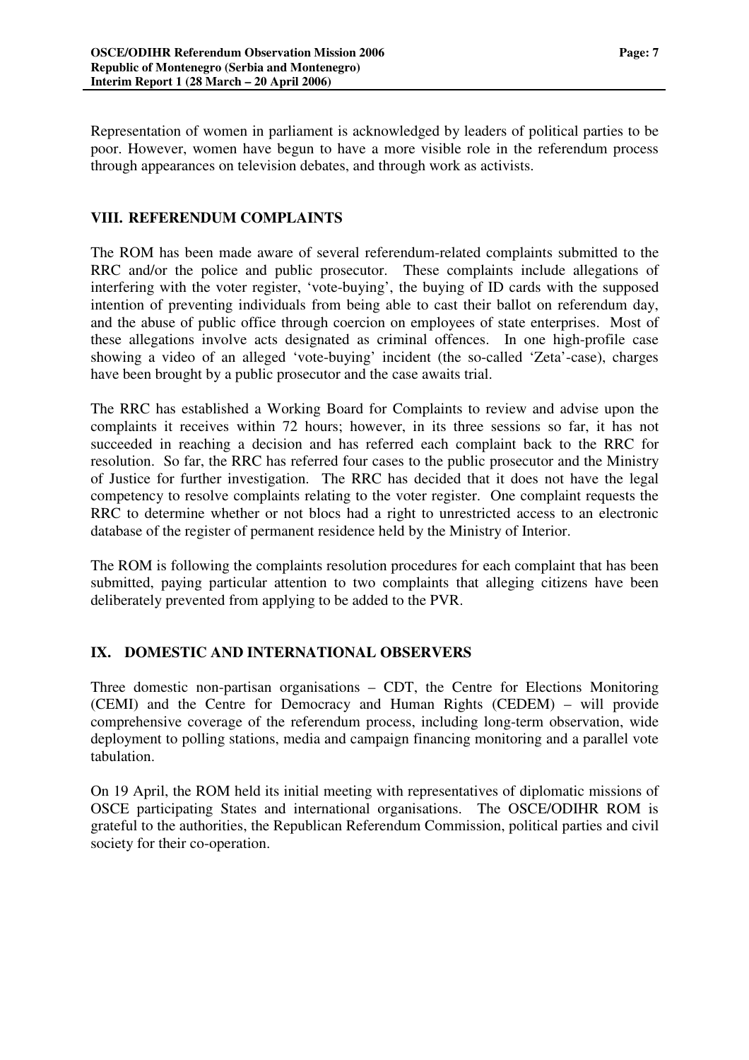Representation of women in parliament is acknowledged by leaders of political parties to be poor. However, women have begun to have a more visible role in the referendum process through appearances on television debates, and through work as activists.

## VIII. REFERENDUM COMPLAINTS

The ROM has been made aware of several referendum-related complaints submitted to the RRC and/or the police and public prosecutor. These complaints include allegations of interfering with the voter register, 'vote-buying', the buying of ID cards with the supposed intention of preventing individuals from being able to cast their ballot on referendum day, and the abuse of public office through coercion on employees of state enterprises. Most of these allegations involve acts designated as criminal offences. In one high-profile case showing a video of an alleged 'vote-buying' incident (the so-called 'Zeta'-case), charges have been brought by a public prosecutor and the case awaits trial.

The RRC has established a Working Board for Complaints to review and advise upon the complaints it receives within 72 hours; however, in its three sessions so far, it has not succeeded in reaching a decision and has referred each complaint back to the RRC for resolution. So far, the RRC has referred four cases to the public prosecutor and the Ministry of Justice for further investigation. The RRC has decided that it does not have the legal competency to resolve complaints relating to the voter register. One complaint requests the RRC to determine whether or not blocs had a right to unrestricted access to an electronic database of the register of permanent residence held by the Ministry of Interior.

The ROM is following the complaints resolution procedures for each complaint that has been submitted, paying particular attention to two complaints that alleging citizens have been deliberately prevented from applying to be added to the PVR.

## IX. DOMESTIC AND INTERNATIONAL OBSERVERS

Three domestic non-partisan organisations – CDT, the Centre for Elections Monitoring (CEMI) and the Centre for Democracy and Human Rights (CEDEM) – will provide comprehensive coverage of the referendum process, including long-term observation, wide deployment to polling stations, media and campaign financing monitoring and a parallel vote tabulation.

On 19 April, the ROM held its initial meeting with representatives of diplomatic missions of OSCE participating States and international organisations. The OSCE/ODIHR ROM is grateful to the authorities, the Republican Referendum Commission, political parties and civil society for their co-operation.